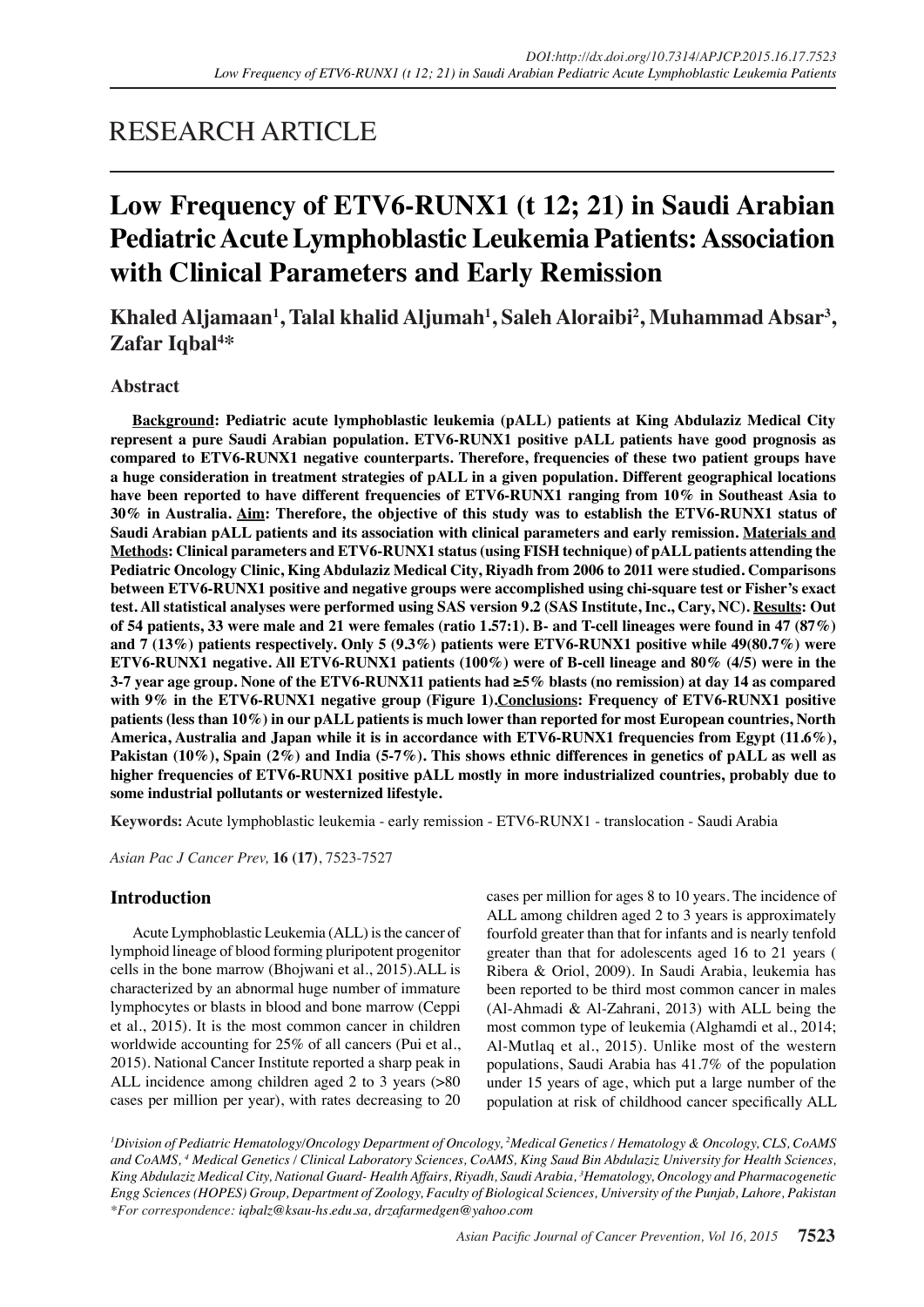# RESEARCH ARTICLE

# Low Frequency of ETV6-RUNX1 (t 12; 21) in Saudi Arabian Pediatric Acute Lymphoblastic Leukemia Patients: Association with Clinical Parameters and Early Remission

**Khaled Aljamaan[1], Talal khalid Aljumah[1], Saleh Aloraibi[2], Muhammad Absar[3], Zafar Iqbal[4]***

## Abstract

**Background: Pediatric acute lymphoblastic leukemia (pALL) patients at King Abdulaziz Medical City represent a pure Saudi Arabian population. ETV6-RUNX1 positive pALL patients have good prognosis as compared to ETV6-RUNX1 negative counterparts. Therefore, frequencies of these two patient groups have a huge consideration in treatment strategies of pALL in a given population. Different geographical locations have been reported to have different frequencies of ETV6-RUNX1 ranging from 10% in Southeast Asia to 30% in Australia. Aim: Therefore, the objective of this study was to establish the ETV6-RUNX1 status of Saudi Arabian pALL patients and its association with clinical parameters and early remission. Materials and Methods: Clinical parameters and ETV6-RUNX1 status (using FISH technique) of pALL patients attending the Pediatric Oncology Clinic, King Abdulaziz Medical City, Riyadh from 2006 to 2011 were studied. Comparisons between ETV6-RUNX1 positive and negative groups were accomplished using chi-square test or Fisher's exact test. All statistical analyses were performed using SAS version 9.2 (SAS Institute, Inc., Cary, NC). Results: Out of 54 patients, 33 were male and 21 were females (ratio 1.57:1). B- and T-cell lineages were found in 47 (87%) and 7 (13%) patients respectively. Only 5 (9.3%) patients were ETV6-RUNX1 positive while 49(80.7%) were ETV6-RUNX1 negative. All ETV6-RUNX1 patients (100%) were of B-cell lineage and 80% (4/5) were in the 3-7 year age group. None of the ETV6-RUNX11 patients had ≥5% blasts (no remission) at day 14 as compared with 9% in the ETV6-RUNX1 negative group (Figure 1). Conclusions: Frequency of ETV6-RUNX1 positive patients (less than 10%) in our pALL patients is much lower than reported for most European countries, North America, Australia and Japan while it is in accordance with ETV6-RUNX1 frequencies from Egypt (11.6%), Pakistan (10%), Spain (2%) and India (5-7%). This shows ethnic differences in genetics of pALL as well as higher frequencies of ETV6-RUNX1 positive pALL mostly in more industrialized countries, probably due to some industrial pollutants or westernized lifestyle.**

**Keywords:** Acute lymphoblastic leukemia - early remission - ETV6-RUNX1 - translocation - Saudi Arabia

*Asian Pac J Cancer Prev,* **16 (17)**, 7523-7527

## Introduction

Acute Lymphoblastic Leukemia (ALL) is the cancer of lymphoid lineage of blood forming pluripotent progenitor cells in the bone marrow (Bhojwani et al., 2015).ALL is characterized by an abnormal huge number of immature lymphocytes or blasts in blood and bone marrow (Ceppi et al., 2015). It is the most common cancer in children worldwide accounting for 25% of all cancers (Pui et al., 2015). National Cancer Institute reported a sharp peak in ALL incidence among children aged 2 to 3 years (>80 cases per million per year), with rates decreasing to 20 cases per million for ages 8 to 10 years. The incidence of ALL among children aged 2 to 3 years is approximately fourfold greater than that for infants and is nearly tenfold greater than that for adolescents aged 16 to 21 years ( Ribera & Oriol, 2009). In Saudi Arabia, leukemia has been reported to be third most common cancer in males (Al-Ahmadi & Al-Zahrani, 2013) with ALL being the most common type of leukemia (Alghamdi et al., 2014; Al-Mutlaq et al., 2015). Unlike most of the western populations, Saudi Arabia has 41.7% of the population under 15 years of age, which put a large number of the population at risk of childhood cancer specifically ALL

*[1]Division of Pediatric Hematology/Oncology Department of Oncology, [2]Medical Genetics / Hematology & Oncology, CLS, CoAMS and CoAMS, [4] Medical Genetics / Clinical Laboratory Sciences, CoAMS, King Saud Bin Abdulaziz University for Health Sciences, King Abdulaziz Medical City, National Guard- Health Affairs, Riyadh, Saudi Arabia, [3]Hematology, Oncology and Pharmacogenetic Engg Sciences (HOPES) Group, Department of Zoology, Faculty of Biological Sciences, University of the Punjab, Lahore, Pakistan \*For correspondence: iqbalz@ksau-hs.edu.sa, drzafarmedgen@yahoo.com*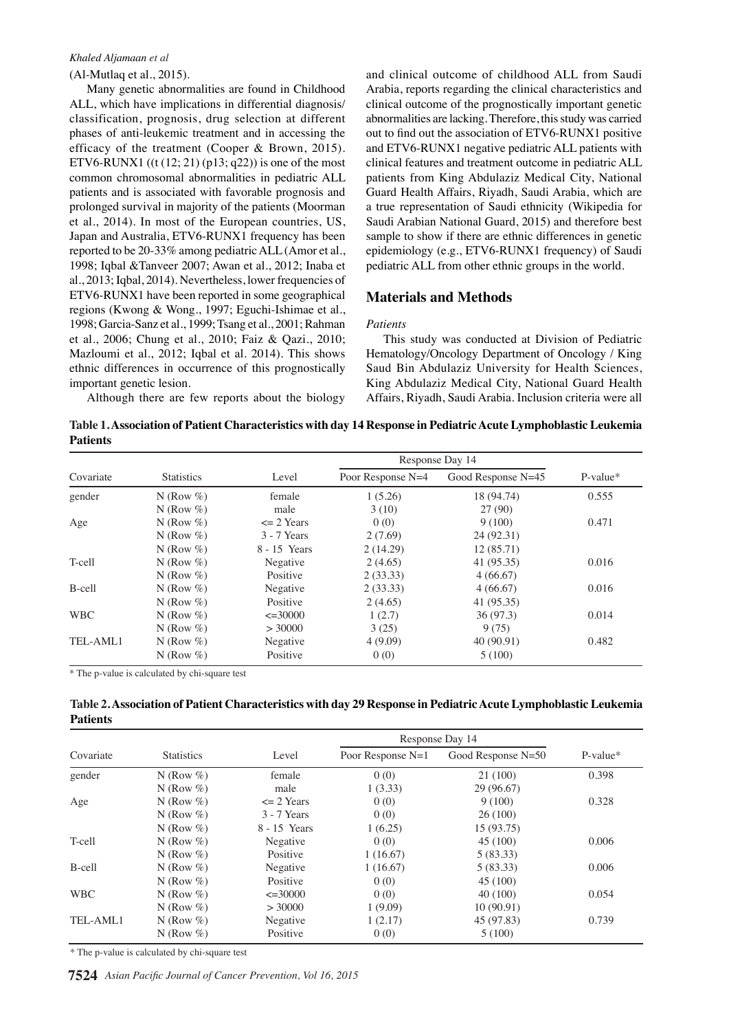(Al-Mutlaq et al., 2015).

Many genetic abnormalities are found in Childhood ALL, which have implications in differential diagnosis/ classification, prognosis, drug selection at different phases of anti-leukemic treatment and in accessing the efficacy of the treatment (Cooper & Brown, 2015). ETV6-RUNX1 ((t (12; 21) (p13; q22)) is one of the most common chromosomal abnormalities in pediatric ALL patients and is associated with favorable prognosis and prolonged survival in majority of the patients (Moorman et al., 2014). In most of the European countries, US, Japan and Australia, ETV6-RUNX1 frequency has been reported to be 20-33% among pediatric ALL (Amor et al., 1998; Iqbal &Tanveer 2007; Awan et al., 2012; Inaba et al., 2013; Iqbal, 2014). Nevertheless, lower frequencies of ETV6-RUNX1 have been reported in some geographical regions (Kwong & Wong., 1997; Eguchi-Ishimae et al., 1998; Garcia-Sanz et al., 1999; Tsang et al., 2001; Rahman et al., 2006; Chung et al., 2010; Faiz & Qazi., 2010; Mazloumi et al., 2012; Iqbal et al. 2014). This shows ethnic differences in occurrence of this prognostically important genetic lesion.

Although there are few reports about the biology and clinical outcome of childhood ALL from Saudi Arabia, reports regarding the clinical characteristics and clinical outcome of the prognostically important genetic abnormalities are lacking. Therefore, this study was carried out to find out the association of ETV6-RUNX1 positive and ETV6-RUNX1 negative pediatric ALL patients with clinical features and treatment outcome in pediatric ALL patients from King Abdulaziz Medical City, National Guard Health Affairs, Riyadh, Saudi Arabia, which are a true representation of Saudi ethnicity (Wikipedia for Saudi Arabian National Guard, 2015) and therefore best sample to show if there are ethnic differences in genetic epidemiology (e.g., ETV6-RUNX1 frequency) of Saudi pediatric ALL from other ethnic groups in the world.

## Materials and Methods

*Patients*

This study was conducted at Division of Pediatric Hematology/Oncology Department of Oncology / King Saud Bin Abdulaziz University for Health Sciences, King Abdulaziz Medical City, National Guard Health Affairs, Riyadh, Saudi Arabia. Inclusion criteria were all

**Table 1. Association of Patient Characteristics with day 14 Response in Pediatric Acute Lymphoblastic Leukemia Patients**

| Covariate | Statistics | Level | Response Day 14 | | P-value* |
|---|---|---|---|---|---|
| | | | Poor Response N=4 | Good Response N=45 | |
| gender | N (Row %) | female | 1 (5.26) | 18 (94.74) | 0.555 |
| | N (Row %) | male | 3 (10) | 27 (90) | |
| Age | N (Row %) | <= 2 Years | 0 (0) | 9 (100) | 0.471 |
| | N (Row %) | 3 - 7 Years | 2 (7.69) | 24 (92.31) | |
| | N (Row %) | 8 - 15 Years | 2 (14.29) | 12 (85.71) | |
| T-cell | N (Row %) | Negative | 2 (4.65) | 41 (95.35) | 0.016 |
| | N (Row %) | Positive | 2 (33.33) | 4 (66.67) | |
| B-cell | N (Row %) | Negative | 2 (33.33) | 4 (66.67) | 0.016 |
| | N (Row %) | Positive | 2 (4.65) | 41 (95.35) | |
| WBC | N (Row %) | <=30000 | 1 (2.7) | 36 (97.3) | 0.014 |
| | N (Row %) | > 30000 | 3 (25) | 9 (75) | |
| TEL-AML1 | N (Row %) | Negative | 4 (9.09) | 40 (90.91) | 0.482 |
| | N (Row %) | Positive | 0 (0) | 5 (100) | |

\* The p-value is calculated by chi-square test

**Table 2. Association of Patient Characteristics with day 29 Response in Pediatric Acute Lymphoblastic Leukemia Patients**

| Covariate | Statistics | Level | Response Day 14 | | P-value* |
|---|---|---|---|---|---|
| | | | Poor Response N=1 | Good Response N=50 | |
| gender | N (Row %) | female | 0 (0) | 21 (100) | 0.398 |
| | N (Row %) | male | 1 (3.33) | 29 (96.67) | |
| Age | N (Row %) | <= 2 Years | 0 (0) | 9 (100) | 0.328 |
| | N (Row %) | 3 - 7 Years | 0 (0) | 26 (100) | |
| | N (Row %) | 8 - 15 Years | 1 (6.25) | 15 (93.75) | |
| T-cell | N (Row %) | Negative | 0 (0) | 45 (100) | 0.006 |
| | N (Row %) | Positive | 1 (16.67) | 5 (83.33) | |
| B-cell | N (Row %) | Negative | 1 (16.67) | 5 (83.33) | 0.006 |
| | N (Row %) | Positive | 0 (0) | 45 (100) | |
| WBC | N (Row %) | <=30000 | 0 (0) | 40 (100) | 0.054 |
| | N (Row %) | > 30000 | 1 (9.09) | 10 (90.91) | |
| TEL-AML1 | N (Row %) | Negative | 1 (2.17) | 45 (97.83) | 0.739 |
| | N (Row %) | Positive | 0 (0) | 5 (100) | |

\* The p-value is calculated by chi-square test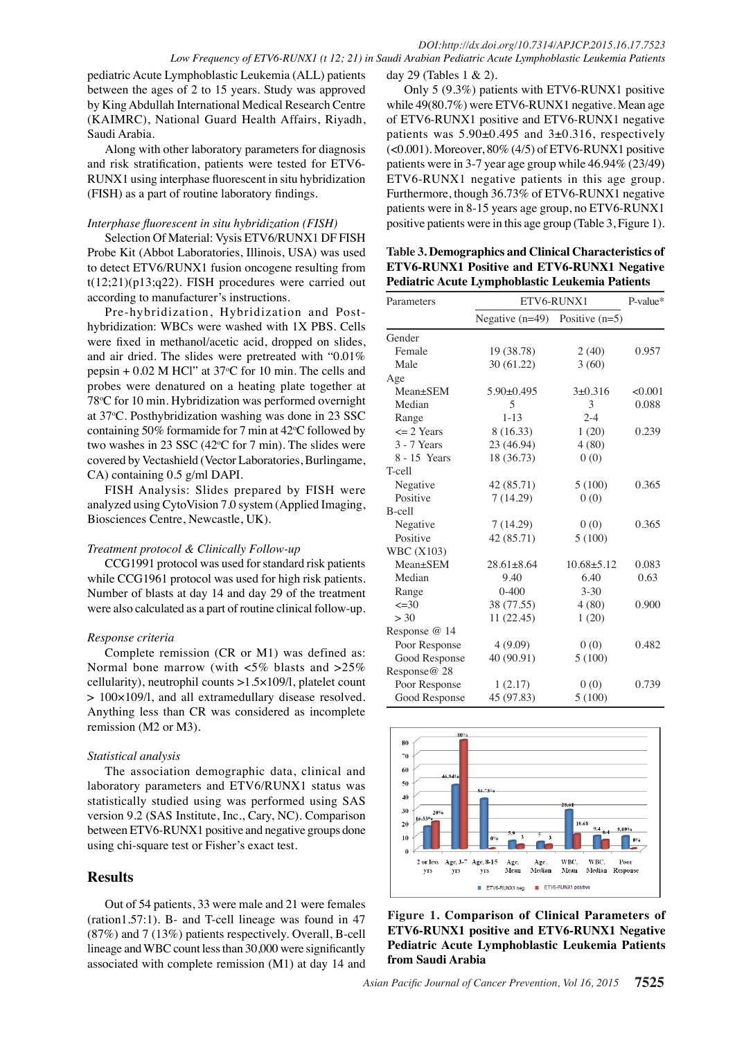pediatric Acute Lymphoblastic Leukemia (ALL) patients between the ages of 2 to 15 years. Study was approved by King Abdullah International Medical Research Centre (KAIMRC), National Guard Health Affairs, Riyadh, Saudi Arabia.

Along with other laboratory parameters for diagnosis and risk stratification, patients were tested for ETV6-RUNX1 using interphase fluorescent in situ hybridization (FISH) as a part of routine laboratory findings.

*Interphase fluorescent in situ hybridization (FISH)*

Selection Of Material: Vysis ETV6/RUNX1 DF FISH Probe Kit (Abbot Laboratories, Illinois, USA) was used to detect ETV6/RUNX1 fusion oncogene resulting from t(12;21)(p13;q22). FISH procedures were carried out according to manufacturer's instructions.

Pre-hybridization, Hybridization and Post-hybridization: WBCs were washed with 1X PBS. Cells were fixed in methanol/acetic acid, dropped on slides, and air dried. The slides were pretreated with "0.01% pepsin + 0.02 M HCl" at 37°C for 10 min. The cells and probes were denatured on a heating plate together at 78°C for 10 min. Hybridization was performed overnight at 37°C. Posthybridization washing was done in 23 SSC containing 50% formamide for 7 min at 42°C followed by two washes in 23 SSC (42°C for 7 min). The slides were covered by Vectashield (Vector Laboratories, Burlingame, CA) containing 0.5 g/ml DAPI.

FISH Analysis: Slides prepared by FISH were analyzed using CytoVision 7.0 system (Applied Imaging, Biosciences Centre, Newcastle, UK).

*Treatment protocol & Clinically Follow-up*

CCG1991 protocol was used for standard risk patients while CCG1961 protocol was used for high risk patients. Number of blasts at day 14 and day 29 of the treatment were also calculated as a part of routine clinical follow-up.

*Response criteria*

Complete remission (CR or M1) was defined as: Normal bone marrow (with <5% blasts and >25% cellularity), neutrophil counts >1.5×109/l, platelet count > 100×109/l, and all extramedullary disease resolved. Anything less than CR was considered as incomplete remission (M2 or M3).

*Statistical analysis*

The association demographic data, clinical and laboratory parameters and ETV6/RUNX1 status was statistically studied using was performed using SAS version 9.2 (SAS Institute, Inc., Cary, NC). Comparison between ETV6-RUNX1 positive and negative groups done using chi-square test or Fisher's exact test.

## Results

Out of 54 patients, 33 were male and 21 were females (ration1.57:1). B- and T-cell lineage was found in 47 (87%) and 7 (13%) patients respectively. Overall, B-cell lineage and WBC count less than 30,000 were significantly associated with complete remission (M1) at day 14 and day 29 (Tables 1 & 2).

Only 5 (9.3%) patients with ETV6-RUNX1 positive while 49(80.7%) were ETV6-RUNX1 negative. Mean age of ETV6-RUNX1 positive and ETV6-RUNX1 negative patients was 5.90±0.495 and 3±0.316, respectively (<0.001). Moreover, 80% (4/5) of ETV6-RUNX1 positive patients were in 3-7 year age group while 46.94% (23/49) ETV6-RUNX1 negative patients in this age group. Furthermore, though 36.73% of ETV6-RUNX1 negative patients were in 8-15 years age group, no ETV6-RUNX1 positive patients were in this age group (Table 3, Figure 1).

**Table 3. Demographics and Clinical Characteristics of ETV6-RUNX1 Positive and ETV6-RUNX1 Negative Pediatric Acute Lymphoblastic Leukemia Patients**

| Parameters | ETV6-RUNX1 | | P-value* |
|---|---|---|---|
| | Negative (n=49) | Positive (n=5) | |
| Gender | | | |
| Female | 19 (38.78) | 2 (40) | 0.957 |
| Male | 30 (61.22) | 3 (60) | |
| Age | | | |
| Mean±SEM | 5.90±0.495 | 3±0.316 | <0.001 |
| Median | 5 | 3 | 0.088 |
| Range | 1-13 | 2-4 | |
| <= 2 Years | 8 (16.33) | 1 (20) | 0.239 |
| 3 - 7 Years | 23 (46.94) | 4 (80) | |
| 8 - 15 Years | 18 (36.73) | 0 (0) | |
| T-cell | | | |
| Negative | 42 (85.71) | 5 (100) | 0.365 |
| Positive | 7 (14.29) | 0 (0) | |
| B-cell | | | |
| Negative | 7 (14.29) | 0 (0) | 0.365 |
| Positive | 42 (85.71) | 5 (100) | |
| WBC (X103) | | | |
| Mean±SEM | 28.61±8.64 | 10.68±5.12 | 0.083 |
| Median | 9.40 | 6.40 | 0.63 |
| Range | 0-400 | 3-30 | |
| <=30 | 38 (77.55) | 4 (80) | 0.900 |
| > 30 | 11 (22.45) | 1 (20) | |
| Response @ 14 | | | |
| Poor Response | 4 (9.09) | 0 (0) | 0.482 |
| Good Response | 40 (90.91) | 5 (100) | |
| Response@ 28 | | | |
| Poor Response | 1 (2.17) | 0 (0) | 0.739 |
| Good Response | 45 (97.83) | 5 (100) | |

**Figure 1. Comparison of Clinical Parameters of ETV6-RUNX1 positive and ETV6-RUNX1 Negative Pediatric Acute Lymphoblastic Leukemia Patients from Saudi Arabia**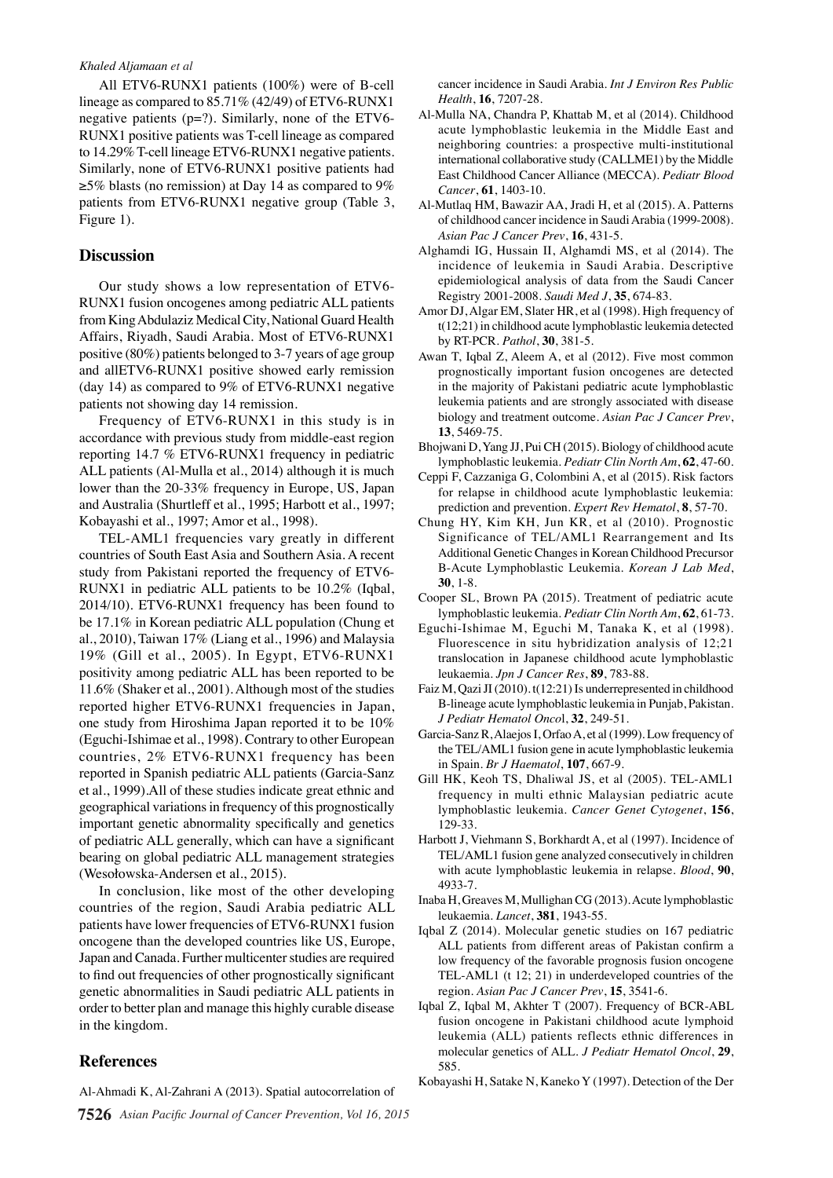All ETV6-RUNX1 patients (100%) were of B-cell lineage as compared to 85.71% (42/49) of ETV6-RUNX1 negative patients (p=?). Similarly, none of the ETV6-RUNX1 positive patients was T-cell lineage as compared to 14.29% T-cell lineage ETV6-RUNX1 negative patients. Similarly, none of ETV6-RUNX1 positive patients had ≥5% blasts (no remission) at Day 14 as compared to 9% patients from ETV6-RUNX1 negative group (Table 3, Figure 1).

## Discussion

Our study shows a low representation of ETV6-RUNX1 fusion oncogenes among pediatric ALL patients from King Abdulaziz Medical City, National Guard Health Affairs, Riyadh, Saudi Arabia. Most of ETV6-RUNX1 positive (80%) patients belonged to 3-7 years of age group and allETV6-RUNX1 positive showed early remission (day 14) as compared to 9% of ETV6-RUNX1 negative patients not showing day 14 remission.

Frequency of ETV6-RUNX1 in this study is in accordance with previous study from middle-east region reporting 14.7 % ETV6-RUNX1 frequency in pediatric ALL patients (Al-Mulla et al., 2014) although it is much lower than the 20-33% frequency in Europe, US, Japan and Australia (Shurtleff et al., 1995; Harbott et al., 1997; Kobayashi et al., 1997; Amor et al., 1998).

TEL-AML1 frequencies vary greatly in different countries of South East Asia and Southern Asia. A recent study from Pakistani reported the frequency of ETV6-RUNX1 in pediatric ALL patients to be 10.2% (Iqbal, 2014/10). ETV6-RUNX1 frequency has been found to be 17.1% in Korean pediatric ALL population (Chung et al., 2010), Taiwan 17% (Liang et al., 1996) and Malaysia 19% (Gill et al., 2005). In Egypt, ETV6-RUNX1 positivity among pediatric ALL has been reported to be 11.6% (Shaker et al., 2001). Although most of the studies reported higher ETV6-RUNX1 frequencies in Japan, one study from Hiroshima Japan reported it to be 10% (Eguchi-Ishimae et al., 1998). Contrary to other European countries, 2% ETV6-RUNX1 frequency has been reported in Spanish pediatric ALL patients (Garcia-Sanz et al., 1999).All of these studies indicate great ethnic and geographical variations in frequency of this prognostically important genetic abnormality specifically and genetics of pediatric ALL generally, which can have a significant bearing on global pediatric ALL management strategies (Wesołowska-Andersen et al., 2015).

In conclusion, like most of the other developing countries of the region, Saudi Arabia pediatric ALL patients have lower frequencies of ETV6-RUNX1 fusion oncogene than the developed countries like US, Europe, Japan and Canada. Further multicenter studies are required to find out frequencies of other prognostically significant genetic abnormalities in Saudi pediatric ALL patients in order to better plan and manage this highly curable disease in the kingdom.

## References

Al-Ahmadi K, Al-Zahrani A (2013). Spatial autocorrelation of cancer incidence in Saudi Arabia. *Int J Environ Res Public Health*, **16**, 7207-28.

Al-Mulla NA, Chandra P, Khattab M, et al (2014). Childhood acute lymphoblastic leukemia in the Middle East and neighboring countries: a prospective multi-institutional international collaborative study (CALLME1) by the Middle East Childhood Cancer Alliance (MECCA). *Pediatr Blood Cancer*, **61**, 1403-10.

Al-Mutlaq HM, Bawazir AA, Jradi H, et al (2015). A. Patterns of childhood cancer incidence in Saudi Arabia (1999-2008). *Asian Pac J Cancer Prev*, **16**, 431-5.

Alghamdi IG, Hussain II, Alghamdi MS, et al (2014). The incidence of leukemia in Saudi Arabia. Descriptive epidemiological analysis of data from the Saudi Cancer Registry 2001-2008. *Saudi Med J*, **35**, 674-83.

Amor DJ, Algar EM, Slater HR, et al (1998). High frequency of t(12;21) in childhood acute lymphoblastic leukemia detected by RT-PCR. *Pathol*, **30**, 381-5.

Awan T, Iqbal Z, Aleem A, et al (2012). Five most common prognostically important fusion oncogenes are detected in the majority of Pakistani pediatric acute lymphoblastic leukemia patients and are strongly associated with disease biology and treatment outcome. *Asian Pac J Cancer Prev*, **13**, 5469-75.

Bhojwani D, Yang JJ, Pui CH (2015). Biology of childhood acute lymphoblastic leukemia. *Pediatr Clin North Am*, **62**, 47-60.

Ceppi F, Cazzaniga G, Colombini A, et al (2015). Risk factors for relapse in childhood acute lymphoblastic leukemia: prediction and prevention. *Expert Rev Hematol*, **8**, 57-70.

Chung HY, Kim KH, Jun KR, et al (2010). Prognostic Significance of TEL/AML1 Rearrangement and Its Additional Genetic Changes in Korean Childhood Precursor B-Acute Lymphoblastic Leukemia. *Korean J Lab Med*, **30**, 1-8.

Cooper SL, Brown PA (2015). Treatment of pediatric acute lymphoblastic leukemia. *Pediatr Clin North Am*, **62**, 61-73.

Eguchi-Ishimae M, Eguchi M, Tanaka K, et al (1998). Fluorescence in situ hybridization analysis of 12;21 translocation in Japanese childhood acute lymphoblastic leukaemia. *Jpn J Cancer Res*, **89**, 783-88.

Faiz M, Qazi JI (2010). t(12:21) Is underrepresented in childhood B-lineage acute lymphoblastic leukemia in Punjab, Pakistan. *J Pediatr Hematol Oncol*, **32**, 249-51.

Garcia-Sanz R, Alaejos I, Orfao A, et al (1999). Low frequency of the TEL/AML1 fusion gene in acute lymphoblastic leukemia in Spain. *Br J Haematol*, **107**, 667-9.

Gill HK, Keoh TS, Dhaliwal JS, et al (2005). TEL-AML1 frequency in multi ethnic Malaysian pediatric acute lymphoblastic leukemia. *Cancer Genet Cytogenet*, **156**, 129-33.

Harbott J, Viehmann S, Borkhardt A, et al (1997). Incidence of TEL/AML1 fusion gene analyzed consecutively in children with acute lymphoblastic leukemia in relapse. *Blood*, **90**, 4933-7.

Inaba H, Greaves M, Mullighan CG (2013). Acute lymphoblastic leukaemia. *Lancet*, **381**, 1943-55.

Iqbal Z (2014). Molecular genetic studies on 167 pediatric ALL patients from different areas of Pakistan confirm a low frequency of the favorable prognosis fusion oncogene TEL-AML1 (t 12; 21) in underdeveloped countries of the region. *Asian Pac J Cancer Prev*, **15**, 3541-6.

Iqbal Z, Iqbal M, Akhter T (2007). Frequency of BCR-ABL fusion oncogene in Pakistani childhood acute lymphoid leukemia (ALL) patients reflects ethnic differences in molecular genetics of ALL. *J Pediatr Hematol Oncol*, **29**, 585.

Kobayashi H, Satake N, Kaneko Y (1997). Detection of the Der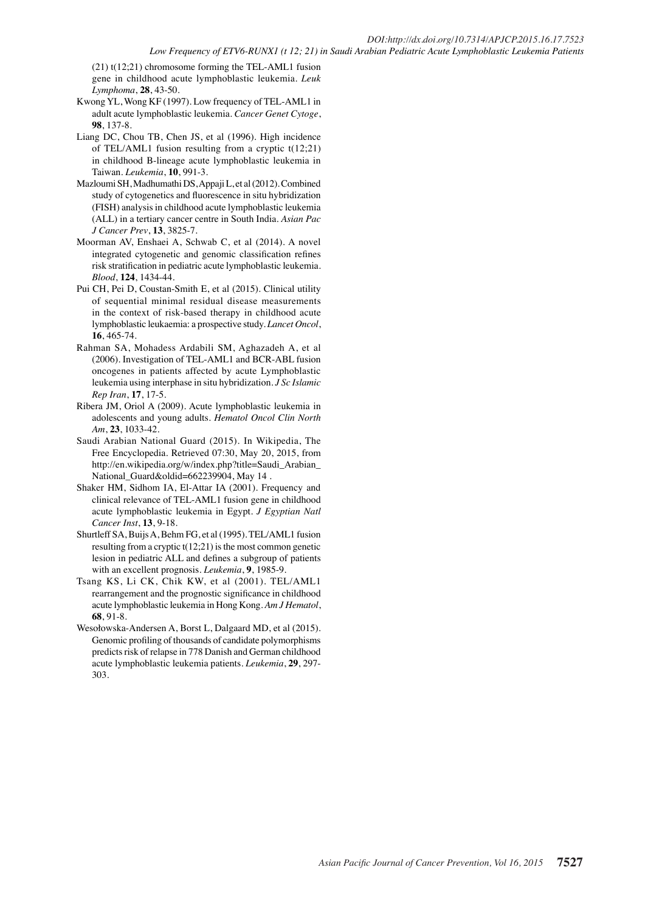(21) t(12;21) chromosome forming the TEL-AML1 fusion gene in childhood acute lymphoblastic leukemia. *Leuk Lymphoma*, **28**, 43-50.

Kwong YL, Wong KF (1997). Low frequency of TEL-AML1 in adult acute lymphoblastic leukemia. *Cancer Genet Cytoge*, **98**, 137-8.

Liang DC, Chou TB, Chen JS, et al (1996). High incidence of TEL/AML1 fusion resulting from a cryptic t(12;21) in childhood B-lineage acute lymphoblastic leukemia in Taiwan. *Leukemia*, **10**, 991-3.

Mazloumi SH, Madhumathi DS, Appaji L, et al (2012). Combined study of cytogenetics and fluorescence in situ hybridization (FISH) analysis in childhood acute lymphoblastic leukemia (ALL) in a tertiary cancer centre in South India. *Asian Pac J Cancer Prev*, **13**, 3825-7.

Moorman AV, Enshaei A, Schwab C, et al (2014). A novel integrated cytogenetic and genomic classification refines risk stratification in pediatric acute lymphoblastic leukemia. *Blood*, **124**, 1434-44.

Pui CH, Pei D, Coustan-Smith E, et al (2015). Clinical utility of sequential minimal residual disease measurements in the context of risk-based therapy in childhood acute lymphoblastic leukaemia: a prospective study. *Lancet Oncol*, **16**, 465-74.

Rahman SA, Mohadess Ardabili SM, Aghazadeh A, et al (2006). Investigation of TEL-AML1 and BCR-ABL fusion oncogenes in patients affected by acute Lymphoblastic leukemia using interphase in situ hybridization. *J Sc Islamic Rep Iran*, **17**, 17-5.

Ribera JM, Oriol A (2009). Acute lymphoblastic leukemia in adolescents and young adults. *Hematol Oncol Clin North Am*, **23**, 1033-42.

Saudi Arabian National Guard (2015). In Wikipedia, The Free Encyclopedia. Retrieved 07:30, May 20, 2015, from http://en.wikipedia.org/w/index.php?title=Saudi_Arabian_National_Guard&oldid=662239904, May 14 .

Shaker HM, Sidhom IA, El-Attar IA (2001). Frequency and clinical relevance of TEL-AML1 fusion gene in childhood acute lymphoblastic leukemia in Egypt. *J Egyptian Natl Cancer Inst*, **13**, 9-18.

Shurtleff SA, Buijs A, Behm FG, et al (1995). TEL/AML1 fusion resulting from a cryptic t(12;21) is the most common genetic lesion in pediatric ALL and defines a subgroup of patients with an excellent prognosis. *Leukemia*, **9**, 1985-9.

Tsang KS, Li CK, Chik KW, et al (2001). TEL/AML1 rearrangement and the prognostic significance in childhood acute lymphoblastic leukemia in Hong Kong. *Am J Hematol*, **68**, 91-8.

Wesołowska-Andersen A, Borst L, Dalgaard MD, et al (2015). Genomic profiling of thousands of candidate polymorphisms predicts risk of relapse in 778 Danish and German childhood acute lymphoblastic leukemia patients. *Leukemia*, **29**, 297-303.